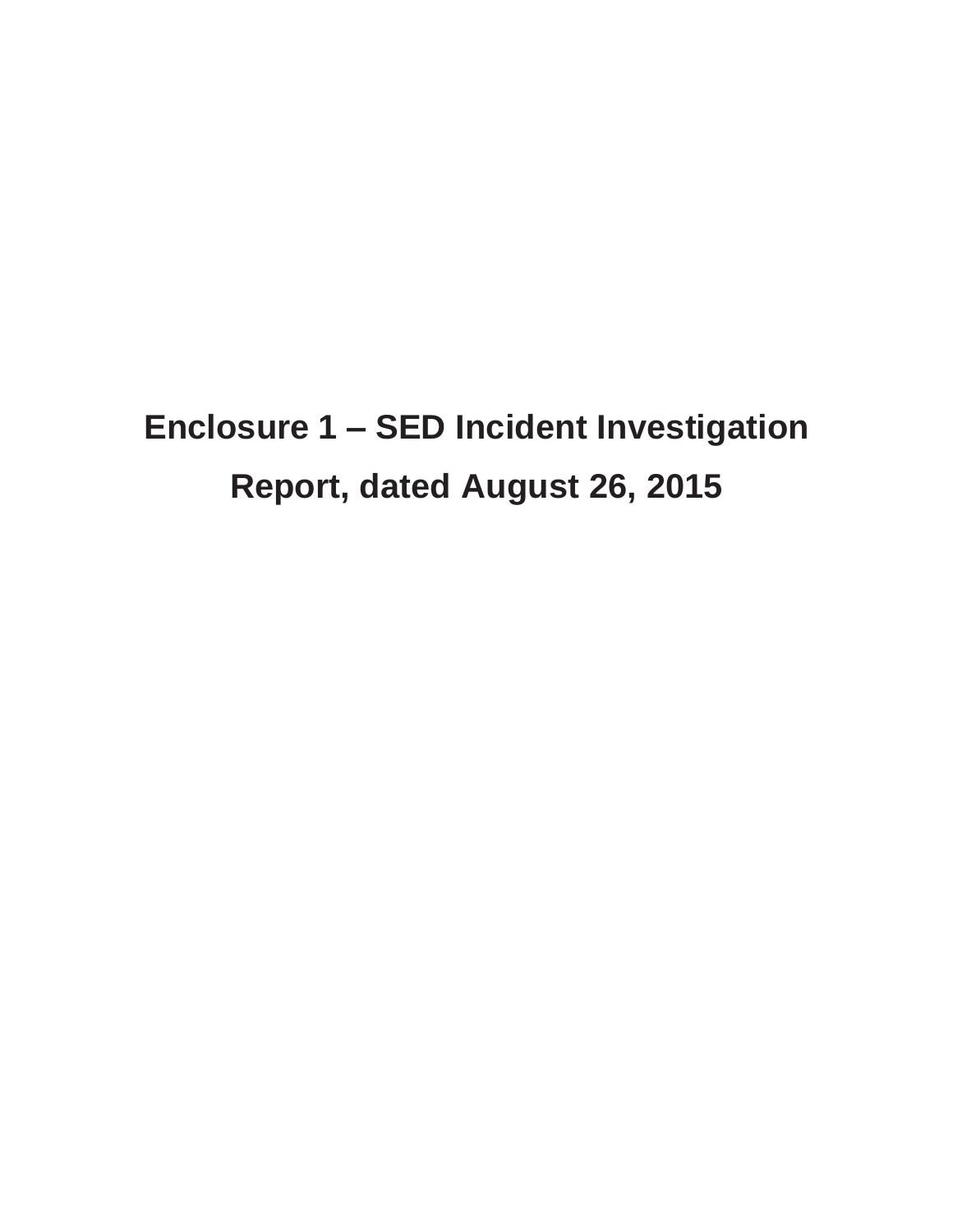# Enclosure 1 – SED Incident Investigation Report, dated August 26, 2015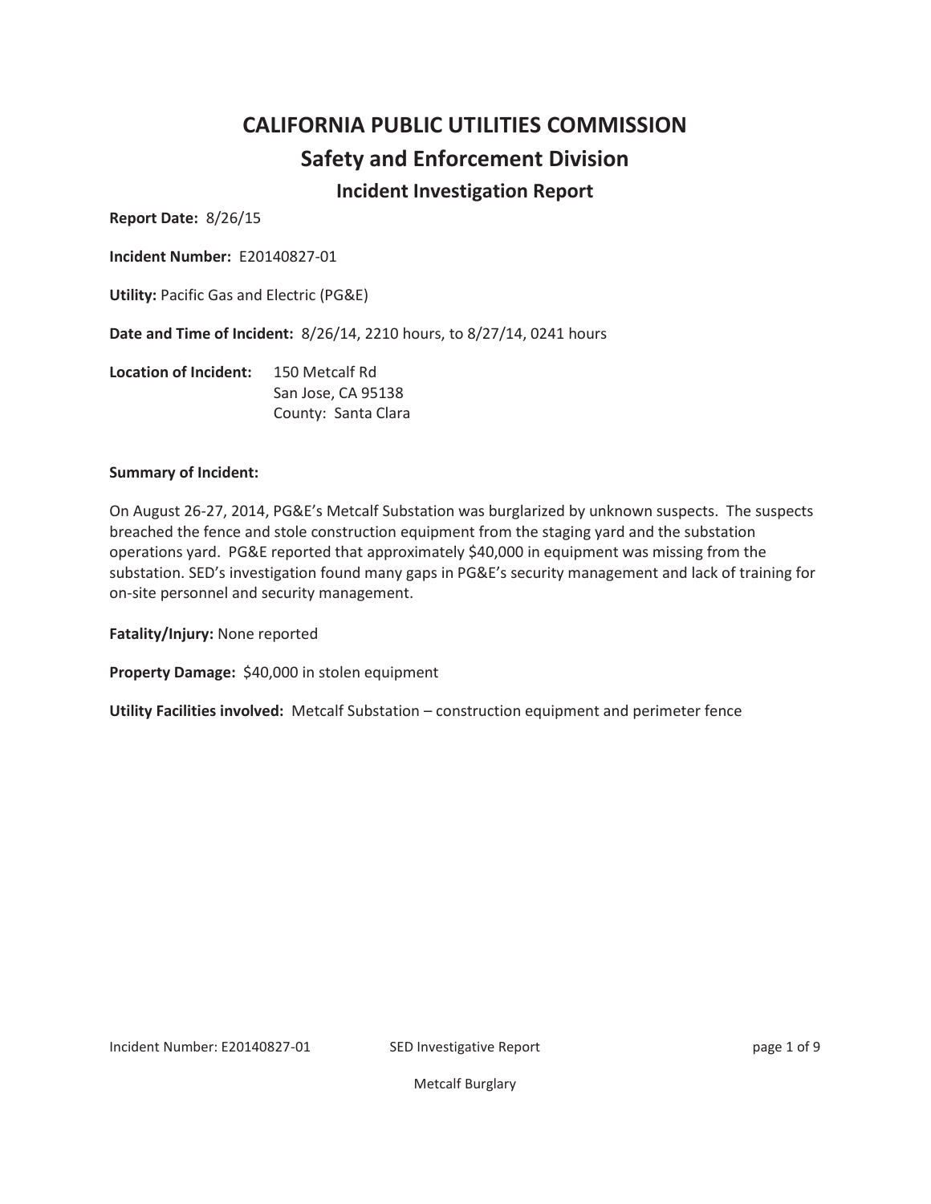# CALIFORNIA PUBLIC UTILITIES COMMISSION

## Safety and Enforcement Division

### Incident Investigation Report

**Report Date:** 8/26/15

**Incident Number:** E20140827-01

**Utility:** Pacific Gas and Electric (PG&E)

**Date and Time of Incident:** 8/26/14, 2210 hours, to 8/27/14, 0241 hours

**Location of Incident:** 150 Metcalf Rd
San Jose, CA 95138
County: Santa Clara

**Summary of Incident:**

On August 26-27, 2014, PG&E's Metcalf Substation was burglarized by unknown suspects. The suspects breached the fence and stole construction equipment from the staging yard and the substation operations yard. PG&E reported that approximately $40,000 in equipment was missing from the substation. SED's investigation found many gaps in PG&E's security management and lack of training for on-site personnel and security management.

**Fatality/Injury:** None reported

**Property Damage:** $40,000 in stolen equipment

**Utility Facilities involved:** Metcalf Substation – construction equipment and perimeter fence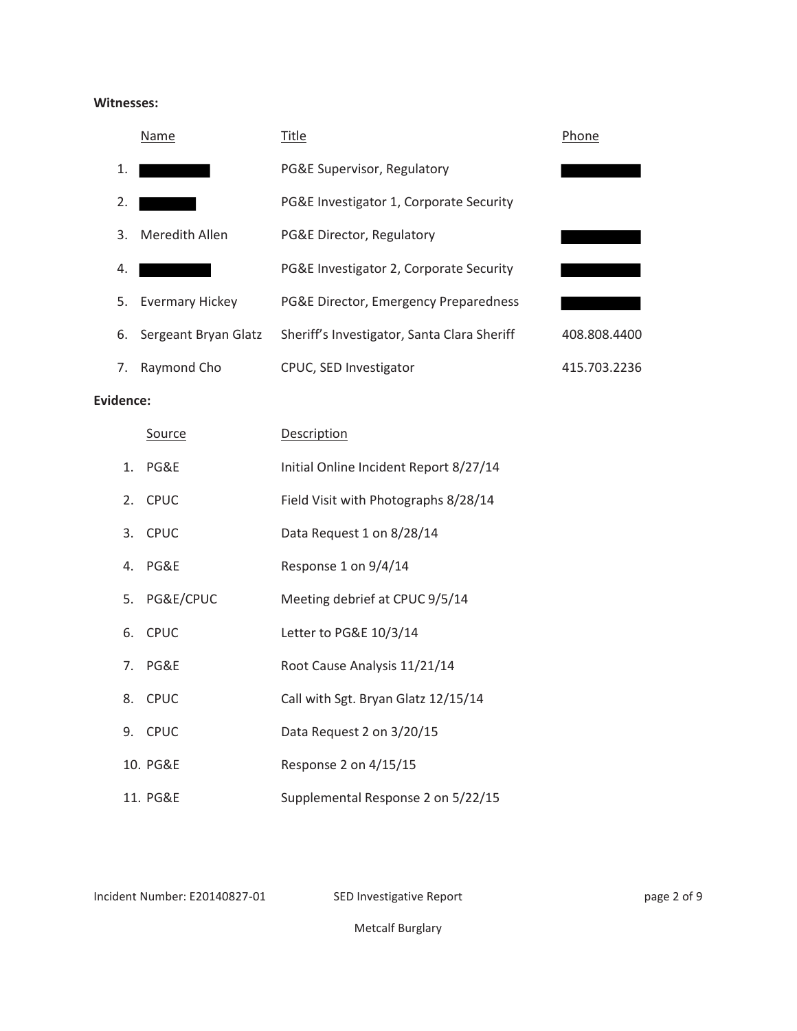**Witnesses:**

| | Name | Title | Phone |
|---|---|---|---|
| 1. | ████████ | PG&E Supervisor, Regulatory | ████████ |
| 2. | ██████ | PG&E Investigator 1, Corporate Security | |
| 3. | Meredith Allen | PG&E Director, Regulatory | ████████ |
| 4. | ████████ | PG&E Investigator 2, Corporate Security | ████████ |
| 5. | Evermary Hickey | PG&E Director, Emergency Preparedness | ████████ |
| 6. | Sergeant Bryan Glatz | Sheriff's Investigator, Santa Clara Sheriff | 408.808.4400 |
| 7. | Raymond Cho | CPUC, SED Investigator | 415.703.2236 |

**Evidence:**

| | Source | Description |
|---|---|---|
| 1. | PG&E | Initial Online Incident Report 8/27/14 |
| 2. | CPUC | Field Visit with Photographs 8/28/14 |
| 3. | CPUC | Data Request 1 on 8/28/14 |
| 4. | PG&E | Response 1 on 9/4/14 |
| 5. | PG&E/CPUC | Meeting debrief at CPUC 9/5/14 |
| 6. | CPUC | Letter to PG&E 10/3/14 |
| 7. | PG&E | Root Cause Analysis 11/21/14 |
| 8. | CPUC | Call with Sgt. Bryan Glatz 12/15/14 |
| 9. | CPUC | Data Request 2 on 3/20/15 |
| 10. | PG&E | Response 2 on 4/15/15 |
| 11. | PG&E | Supplemental Response 2 on 5/22/15 |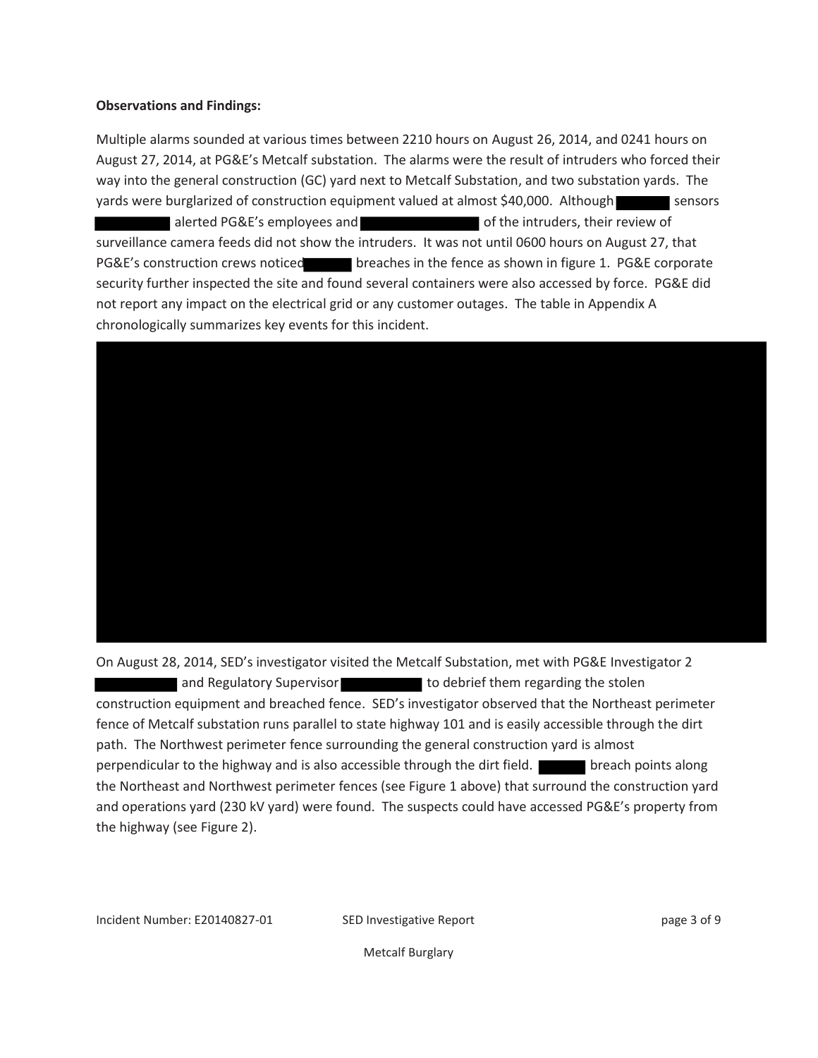**Observations and Findings:**

Multiple alarms sounded at various times between 2210 hours on August 26, 2014, and 0241 hours on August 27, 2014, at PG&E's Metcalf substation. The alarms were the result of intruders who forced their way into the general construction (GC) yard next to Metcalf Substation, and two substation yards. The yards were burglarized of construction equipment valued at almost $40,000. Although ██████ sensors ████████ alerted PG&E's employees and ██████████████ of the intruders, their review of surveillance camera feeds did not show the intruders. It was not until 0600 hours on August 27, that PG&E's construction crews noticed ██████ breaches in the fence as shown in figure 1. PG&E corporate security further inspected the site and found several containers were also accessed by force. PG&E did not report any impact on the electrical grid or any customer outages. The table in Appendix A chronologically summarizes key events for this incident.

On August 28, 2014, SED's investigator visited the Metcalf Substation, met with PG&E Investigator 2 ████████ and Regulatory Supervisor ████████ to debrief them regarding the stolen construction equipment and breached fence. SED's investigator observed that the Northeast perimeter fence of Metcalf substation runs parallel to state highway 101 and is easily accessible through the dirt path. The Northwest perimeter fence surrounding the general construction yard is almost perpendicular to the highway and is also accessible through the dirt field. ██████ breach points along the Northeast and Northwest perimeter fences (see Figure 1 above) that surround the construction yard and operations yard (230 kV yard) were found. The suspects could have accessed PG&E's property from the highway (see Figure 2).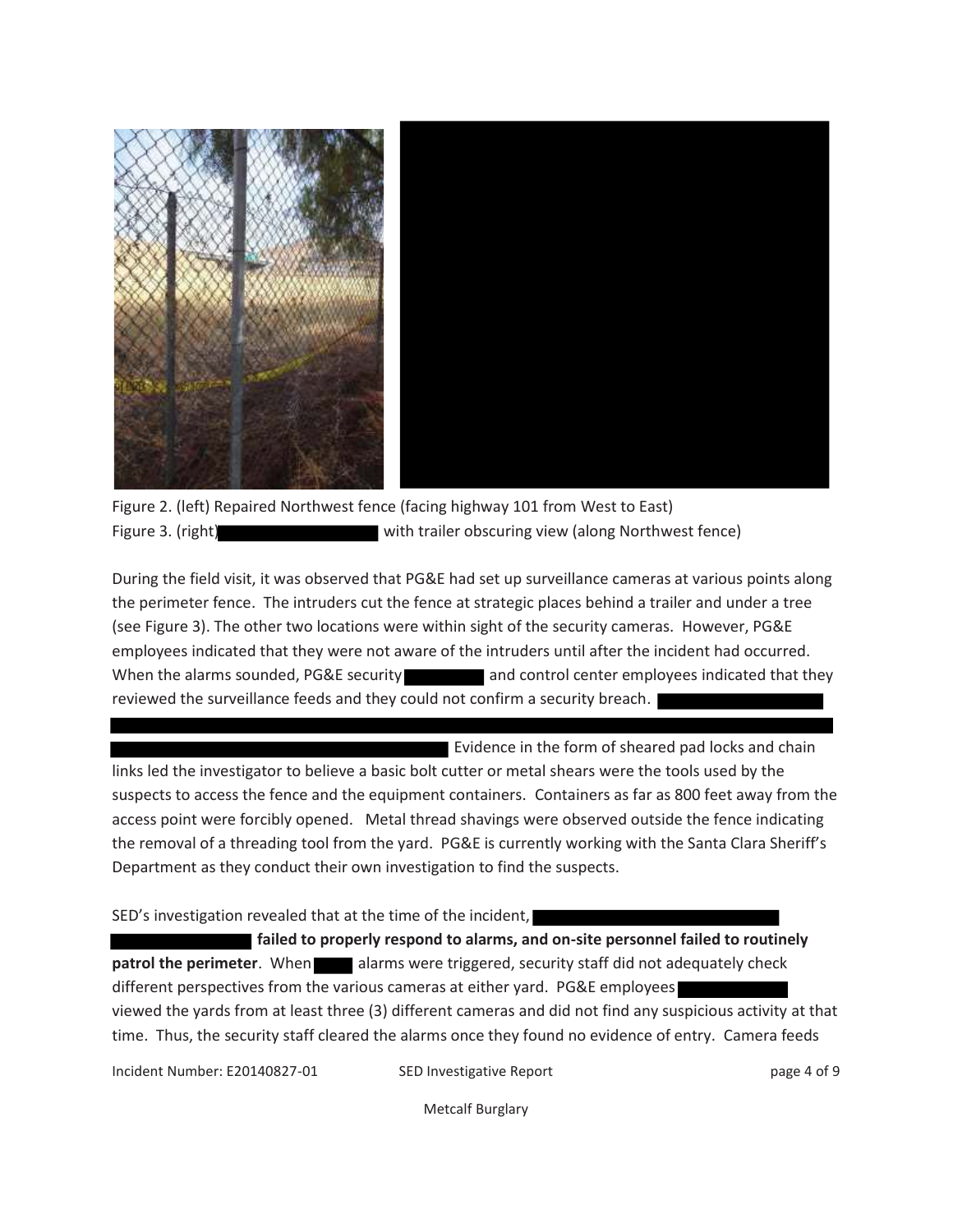Figure 2. (left) Repaired Northwest fence (facing highway 101 from West to East)
Figure 3. (right) ██████████ with trailer obscuring view (along Northwest fence)

During the field visit, it was observed that PG&E had set up surveillance cameras at various points along the perimeter fence. The intruders cut the fence at strategic places behind a trailer and under a tree (see Figure 3). The other two locations were within sight of the security cameras. However, PG&E employees indicated that they were not aware of the intruders until after the incident had occurred. When the alarms sounded, PG&E security ██████ and control center employees indicated that they reviewed the surveillance feeds and they could not confirm a security breach. ██████████ ██████████████████████████ ██████████████████ Evidence in the form of sheared pad locks and chain links led the investigator to believe a basic bolt cutter or metal shears were the tools used by the suspects to access the fence and the equipment containers. Containers as far as 800 feet away from the access point were forcibly opened. Metal thread shavings were observed outside the fence indicating the removal of a threading tool from the yard. PG&E is currently working with the Santa Clara Sheriff's Department as they conduct their own investigation to find the suspects.

SED's investigation revealed that at the time of the incident, ██████████████ ████████ **failed to properly respond to alarms, and on-site personnel failed to routinely patrol the perimeter**. When ███ alarms were triggered, security staff did not adequately check different perspectives from the various cameras at either yard. PG&E employees ██████ viewed the yards from at least three (3) different cameras and did not find any suspicious activity at that time. Thus, the security staff cleared the alarms once they found no evidence of entry. Camera feeds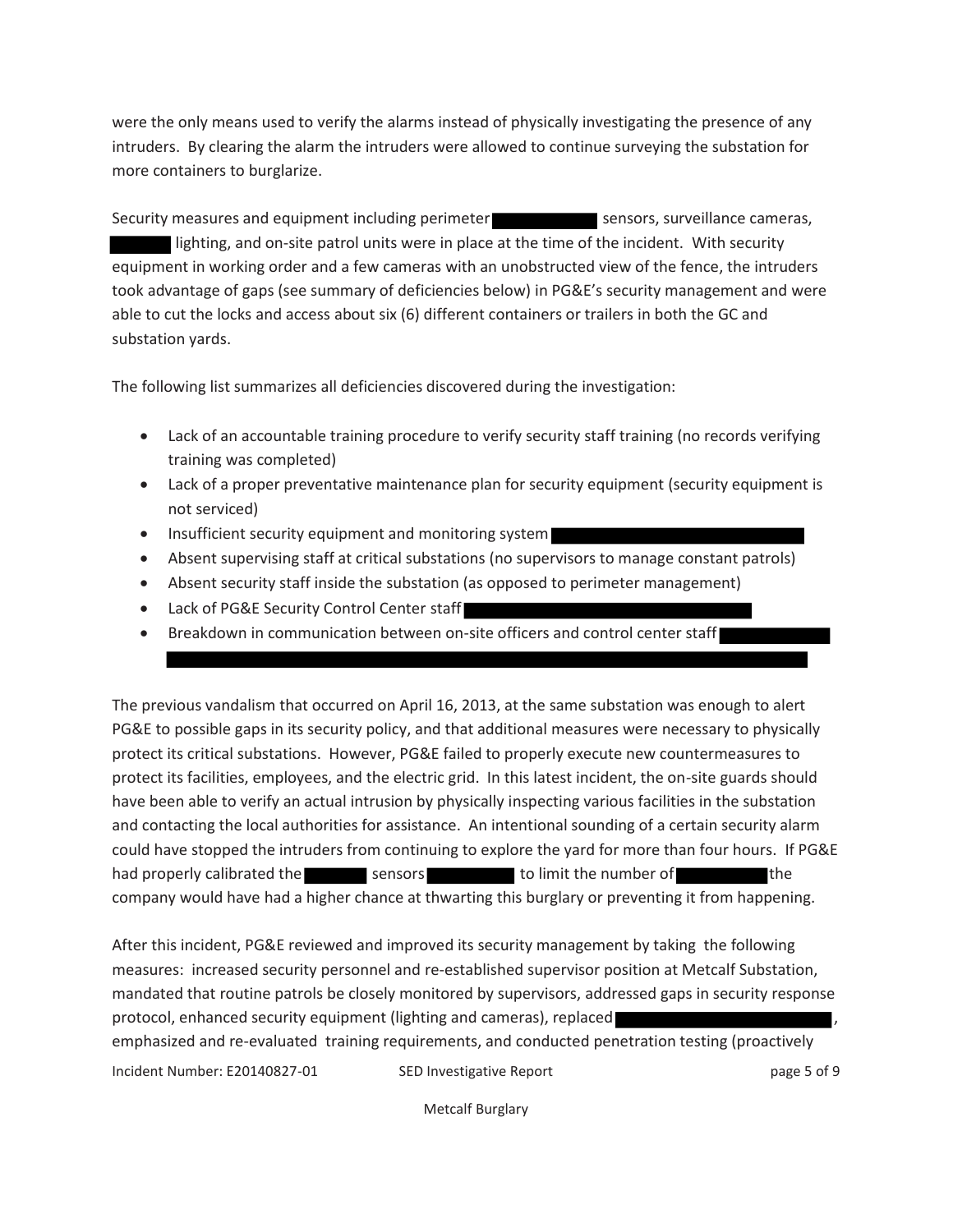were the only means used to verify the alarms instead of physically investigating the presence of any intruders. By clearing the alarm the intruders were allowed to continue surveying the substation for more containers to burglarize.

Security measures and equipment including perimeter ██████████ sensors, surveillance cameras, ██████ lighting, and on-site patrol units were in place at the time of the incident. With security equipment in working order and a few cameras with an unobstructed view of the fence, the intruders took advantage of gaps (see summary of deficiencies below) in PG&E's security management and were able to cut the locks and access about six (6) different containers or trailers in both the GC and substation yards.

The following list summarizes all deficiencies discovered during the investigation:

- Lack of an accountable training procedure to verify security staff training (no records verifying training was completed)
- Lack of a proper preventative maintenance plan for security equipment (security equipment is not serviced)
- Insufficient security equipment and monitoring system ██████████████████████████
- Absent supervising staff at critical substations (no supervisors to manage constant patrols)
- Absent security staff inside the substation (as opposed to perimeter management)
- Lack of PG&E Security Control Center staff ██████████████████████████
- Breakdown in communication between on-site officers and control center staff ██████████ ██████████████████████████████████████████████████████████████

The previous vandalism that occurred on April 16, 2013, at the same substation was enough to alert PG&E to possible gaps in its security policy, and that additional measures were necessary to physically protect its critical substations. However, PG&E failed to properly execute new countermeasures to protect its facilities, employees, and the electric grid. In this latest incident, the on-site guards should have been able to verify an actual intrusion by physically inspecting various facilities in the substation and contacting the local authorities for assistance. An intentional sounding of a certain security alarm could have stopped the intruders from continuing to explore the yard for more than four hours. If PG&E had properly calibrated the ██████ sensors ████████ to limit the number of ████████ the company would have had a higher chance at thwarting this burglary or preventing it from happening.

After this incident, PG&E reviewed and improved its security management by taking the following measures: increased security personnel and re-established supervisor position at Metcalf Substation, mandated that routine patrols be closely monitored by supervisors, addressed gaps in security response protocol, enhanced security equipment (lighting and cameras), replaced ██████████████████████, emphasized and re-evaluated training requirements, and conducted penetration testing (proactively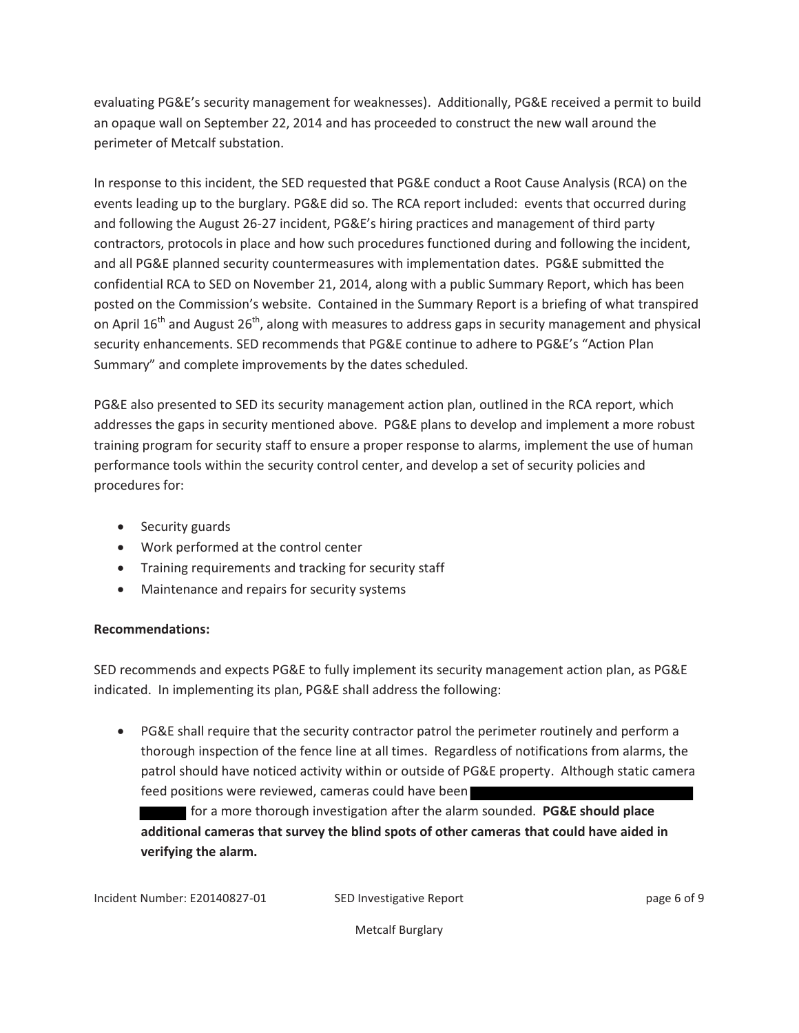evaluating PG&E's security management for weaknesses). Additionally, PG&E received a permit to build an opaque wall on September 22, 2014 and has proceeded to construct the new wall around the perimeter of Metcalf substation.

In response to this incident, the SED requested that PG&E conduct a Root Cause Analysis (RCA) on the events leading up to the burglary. PG&E did so. The RCA report included: events that occurred during and following the August 26-27 incident, PG&E's hiring practices and management of third party contractors, protocols in place and how such procedures functioned during and following the incident, and all PG&E planned security countermeasures with implementation dates. PG&E submitted the confidential RCA to SED on November 21, 2014, along with a public Summary Report, which has been posted on the Commission's website. Contained in the Summary Report is a briefing of what transpired on April 16th and August 26th, along with measures to address gaps in security management and physical security enhancements. SED recommends that PG&E continue to adhere to PG&E's "Action Plan Summary" and complete improvements by the dates scheduled.

PG&E also presented to SED its security management action plan, outlined in the RCA report, which addresses the gaps in security mentioned above. PG&E plans to develop and implement a more robust training program for security staff to ensure a proper response to alarms, implement the use of human performance tools within the security control center, and develop a set of security policies and procedures for:

- Security guards
- Work performed at the control center
- Training requirements and tracking for security staff
- Maintenance and repairs for security systems

**Recommendations:**

SED recommends and expects PG&E to fully implement its security management action plan, as PG&E indicated. In implementing its plan, PG&E shall address the following:

- PG&E shall require that the security contractor patrol the perimeter routinely and perform a thorough inspection of the fence line at all times. Regardless of notifications from alarms, the patrol should have noticed activity within or outside of PG&E property. Although static camera feed positions were reviewed, cameras could have been [REDACTED] for a more thorough investigation after the alarm sounded. **PG&E should place additional cameras that survey the blind spots of other cameras that could have aided in verifying the alarm.**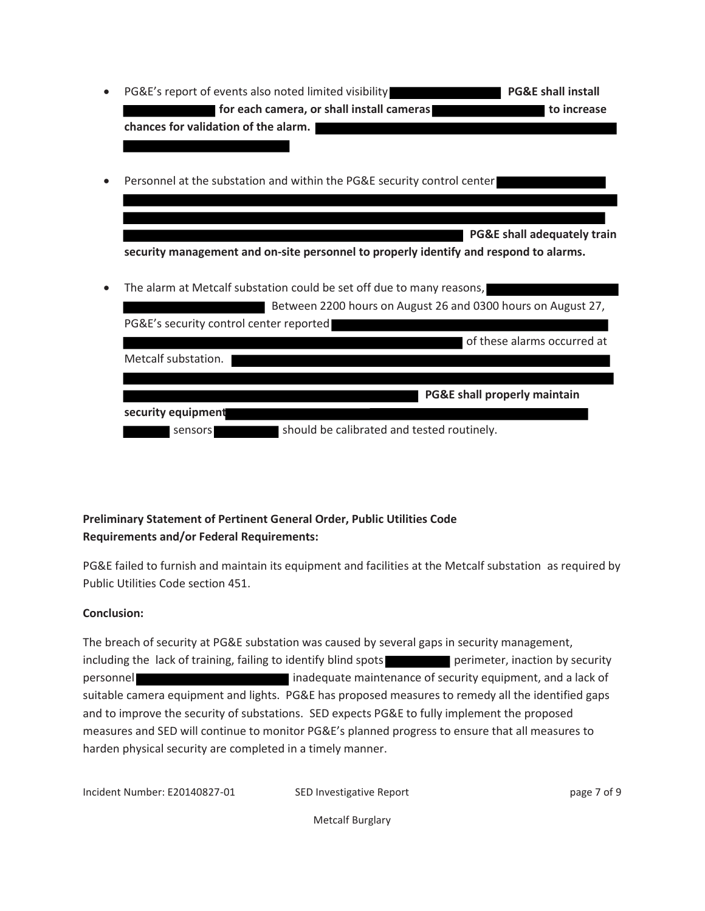- PG&E's report of events also noted limited visibility **PG&E shall install for each camera, or shall install cameras to increase chances for validation of the alarm.**

- Personnel at the substation and within the PG&E security control center **PG&E shall adequately train security management and on-site personnel to properly identify and respond to alarms.**

- The alarm at Metcalf substation could be set off due to many reasons, Between 2200 hours on August 26 and 0300 hours on August 27, PG&E's security control center reported of these alarms occurred at Metcalf substation. **PG&E shall properly maintain security equipment** sensors should be calibrated and tested routinely.

**Preliminary Statement of Pertinent General Order, Public Utilities Code Requirements and/or Federal Requirements:**

PG&E failed to furnish and maintain its equipment and facilities at the Metcalf substation as required by Public Utilities Code section 451.

**Conclusion:**

The breach of security at PG&E substation was caused by several gaps in security management, including the lack of training, failing to identify blind spots perimeter, inaction by security personnel inadequate maintenance of security equipment, and a lack of suitable camera equipment and lights. PG&E has proposed measures to remedy all the identified gaps and to improve the security of substations. SED expects PG&E to fully implement the proposed measures and SED will continue to monitor PG&E's planned progress to ensure that all measures to harden physical security are completed in a timely manner.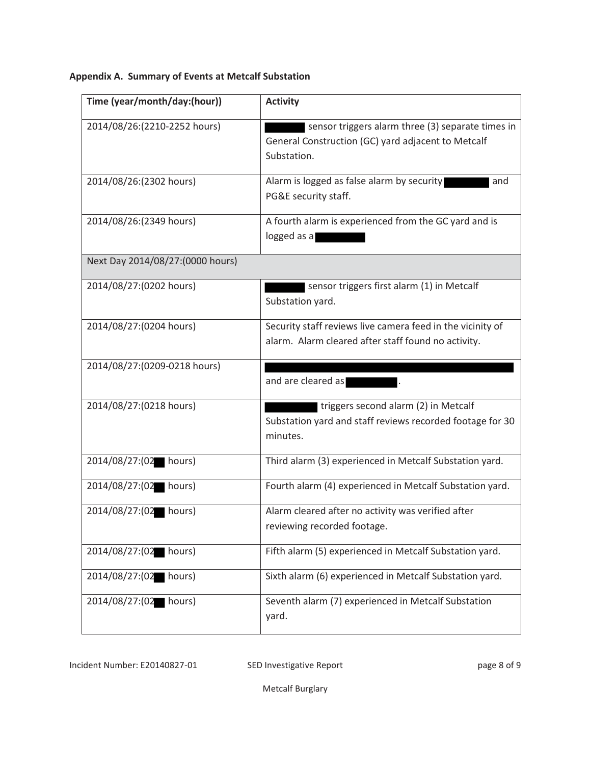**Appendix A. Summary of Events at Metcalf Substation**

| Time (year/month/day:(hour)) | Activity |
|---|---|
| 2014/08/26:(2210-2252 hours) | [REDACTED] sensor triggers alarm three (3) separate times in General Construction (GC) yard adjacent to Metcalf Substation. |
| 2014/08/26:(2302 hours) | Alarm is logged as false alarm by security [REDACTED] and PG&E security staff. |
| 2014/08/26:(2349 hours) | A fourth alarm is experienced from the GC yard and is logged as a [REDACTED] |
| Next Day 2014/08/27:(0000 hours) | |
| 2014/08/27:(0202 hours) | [REDACTED] sensor triggers first alarm (1) in Metcalf Substation yard. |
| 2014/08/27:(0204 hours) | Security staff reviews live camera feed in the vicinity of alarm. Alarm cleared after staff found no activity. |
| 2014/08/27:(0209-0218 hours) | [REDACTED] and are cleared as [REDACTED]. |
| 2014/08/27:(0218 hours) | [REDACTED] triggers second alarm (2) in Metcalf Substation yard and staff reviews recorded footage for 30 minutes. |
| 2014/08/27:(02[REDACTED] hours) | Third alarm (3) experienced in Metcalf Substation yard. |
| 2014/08/27:(02[REDACTED] hours) | Fourth alarm (4) experienced in Metcalf Substation yard. |
| 2014/08/27:(02[REDACTED] hours) | Alarm cleared after no activity was verified after reviewing recorded footage. |
| 2014/08/27:(02[REDACTED] hours) | Fifth alarm (5) experienced in Metcalf Substation yard. |
| 2014/08/27:(02[REDACTED] hours) | Sixth alarm (6) experienced in Metcalf Substation yard. |
| 2014/08/27:(02[REDACTED] hours) | Seventh alarm (7) experienced in Metcalf Substation yard. |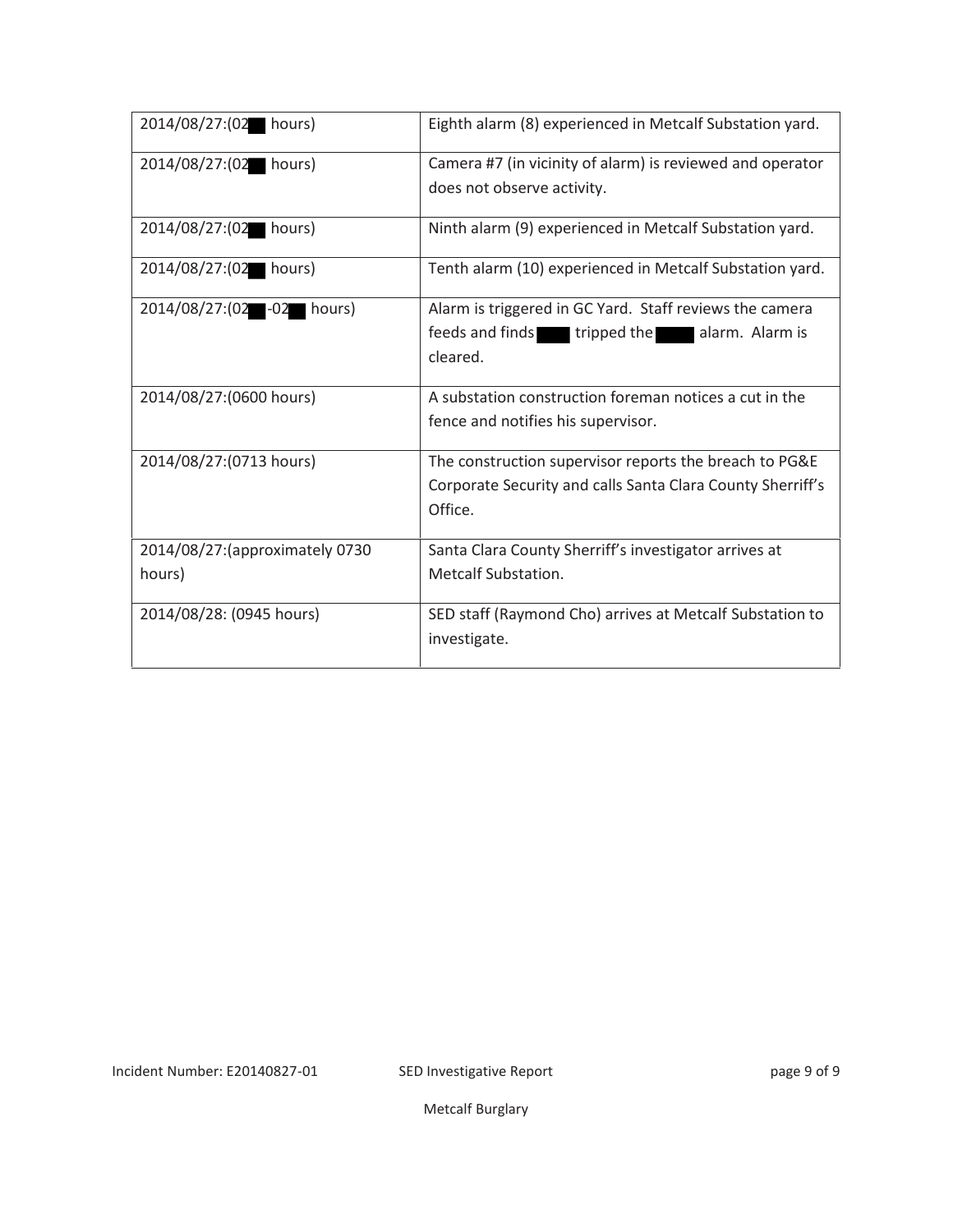| | |
|---|---|
| 2014/08/27:(02█ hours) | Eighth alarm (8) experienced in Metcalf Substation yard. |
| 2014/08/27:(02█ hours) | Camera #7 (in vicinity of alarm) is reviewed and operator does not observe activity. |
| 2014/08/27:(02█ hours) | Ninth alarm (9) experienced in Metcalf Substation yard. |
| 2014/08/27:(02█ hours) | Tenth alarm (10) experienced in Metcalf Substation yard. |
| 2014/08/27:(02█-02█ hours) | Alarm is triggered in GC Yard. Staff reviews the camera feeds and finds █ tripped the █ alarm. Alarm is cleared. |
| 2014/08/27:(0600 hours) | A substation construction foreman notices a cut in the fence and notifies his supervisor. |
| 2014/08/27:(0713 hours) | The construction supervisor reports the breach to PG&E Corporate Security and calls Santa Clara County Sherriff's Office. |
| 2014/08/27:(approximately 0730 hours) | Santa Clara County Sherriff's investigator arrives at Metcalf Substation. |
| 2014/08/28: (0945 hours) | SED staff (Raymond Cho) arrives at Metcalf Substation to investigate. |